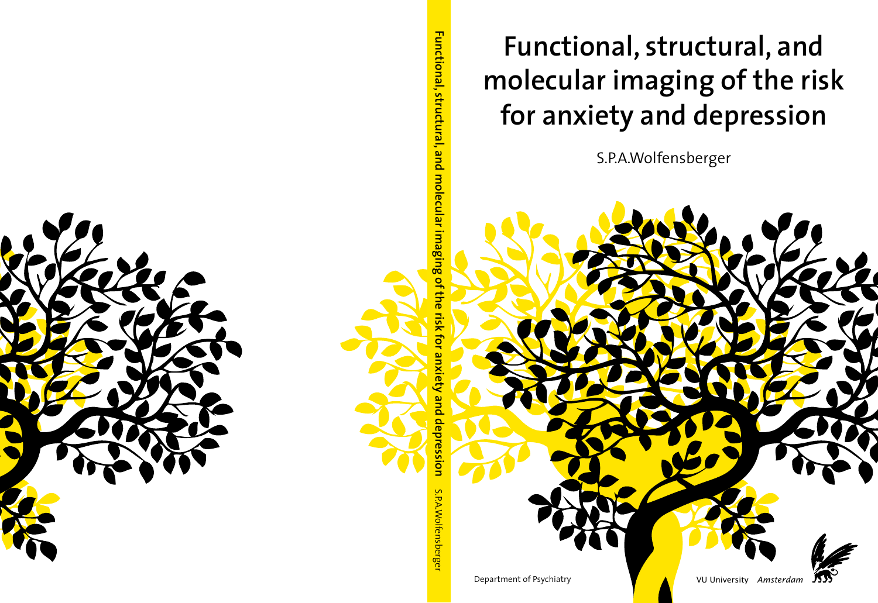# Functional, structural, and molecular imaging of the risk for anxiety and depression

S.P.A.Wolfensberger

Department of Psychiatry

VU University *Amsterdam*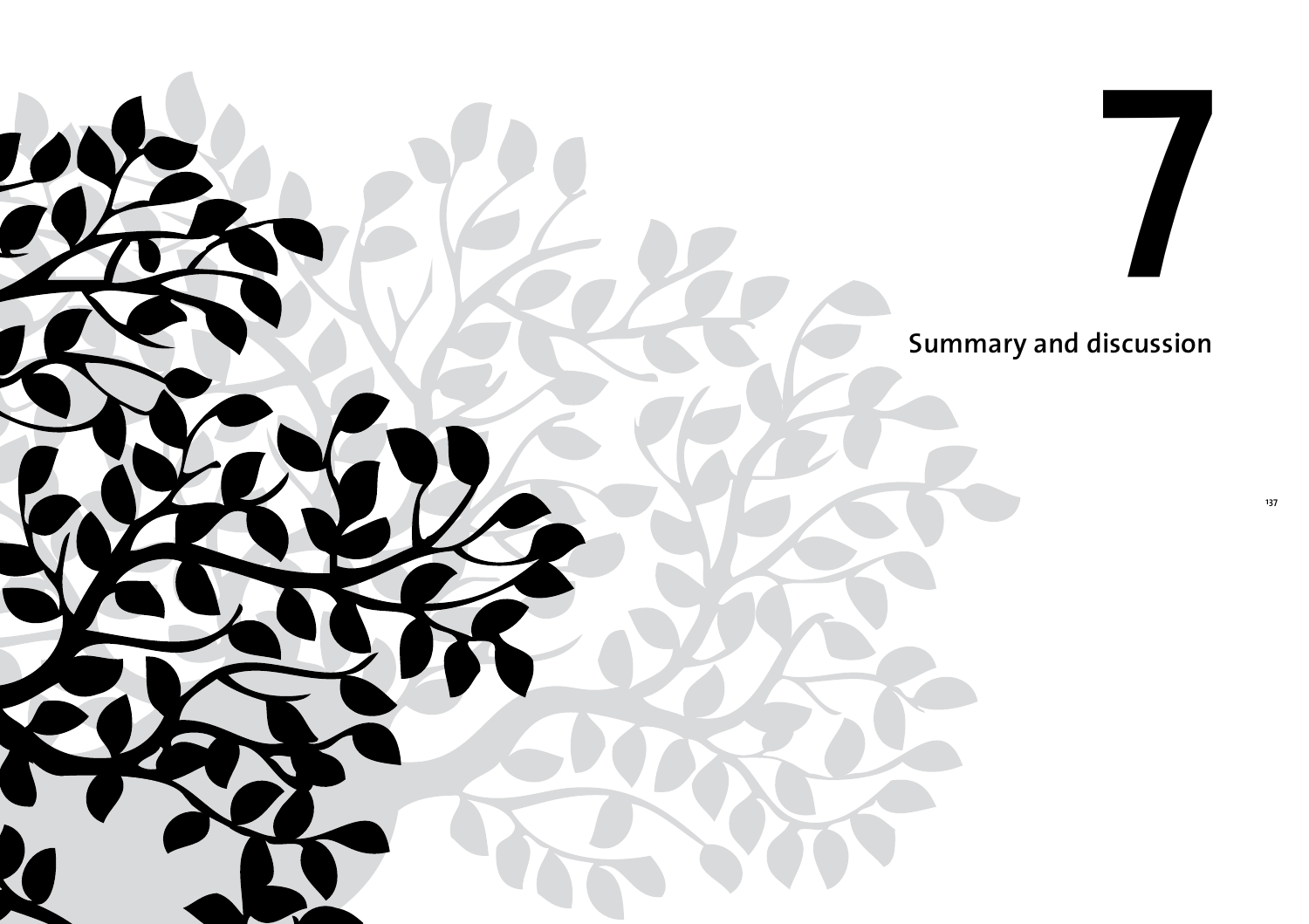# 7

## Summary and discussion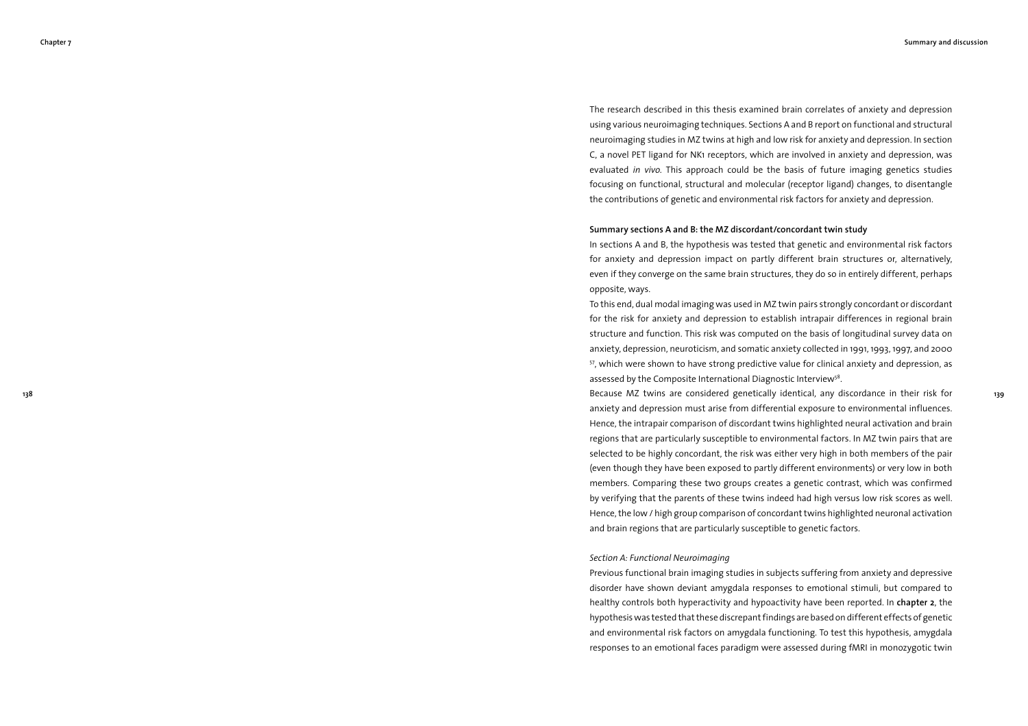The research described in this thesis examined brain correlates of anxiety and depression using various neuroimaging techniques. Sections A and B report on functional and structural neuroimaging studies in MZ twins at high and low risk for anxiety and depression. In section C, a novel PET ligand for NK1 receptors, which are involved in anxiety and depression, was evaluated *in vivo*. This approach could be the basis of future imaging genetics studies focusing on functional, structural and molecular (receptor ligand) changes, to disentangle the contributions of genetic and environmental risk factors for anxiety and depression.

**Summary sections A and B: the MZ discordant/concordant twin study**

In sections A and B, the hypothesis was tested that genetic and environmental risk factors for anxiety and depression impact on partly different brain structures or, alternatively, even if they converge on the same brain structures, they do so in entirely different, perhaps opposite, ways.

To this end, dual modal imaging was used in MZ twin pairs strongly concordant or discordant for the risk for anxiety and depression to establish intrapair differences in regional brain structure and function. This risk was computed on the basis of longitudinal survey data on anxiety, depression, neuroticism, and somatic anxiety collected in 1991, 1993, 1997, and 2000 [57], which were shown to have strong predictive value for clinical anxiety and depression, as assessed by the Composite International Diagnostic Interview[58].

Because MZ twins are considered genetically identical, any discordance in their risk for anxiety and depression must arise from differential exposure to environmental influences. Hence, the intrapair comparison of discordant twins highlighted neural activation and brain regions that are particularly susceptible to environmental factors. In MZ twin pairs that are selected to be highly concordant, the risk was either very high in both members of the pair (even though they have been exposed to partly different environments) or very low in both members. Comparing these two groups creates a genetic contrast, which was confirmed by verifying that the parents of these twins indeed had high versus low risk scores as well. Hence, the low / high group comparison of concordant twins highlighted neuronal activation and brain regions that are particularly susceptible to genetic factors.

*Section A: Functional Neuroimaging*

Previous functional brain imaging studies in subjects suffering from anxiety and depressive disorder have shown deviant amygdala responses to emotional stimuli, but compared to healthy controls both hyperactivity and hypoactivity have been reported. In **chapter 2**, the hypothesis was tested that these discrepant findings are based on different effects of genetic and environmental risk factors on amygdala functioning. To test this hypothesis, amygdala responses to an emotional faces paradigm were assessed during fMRI in monozygotic twin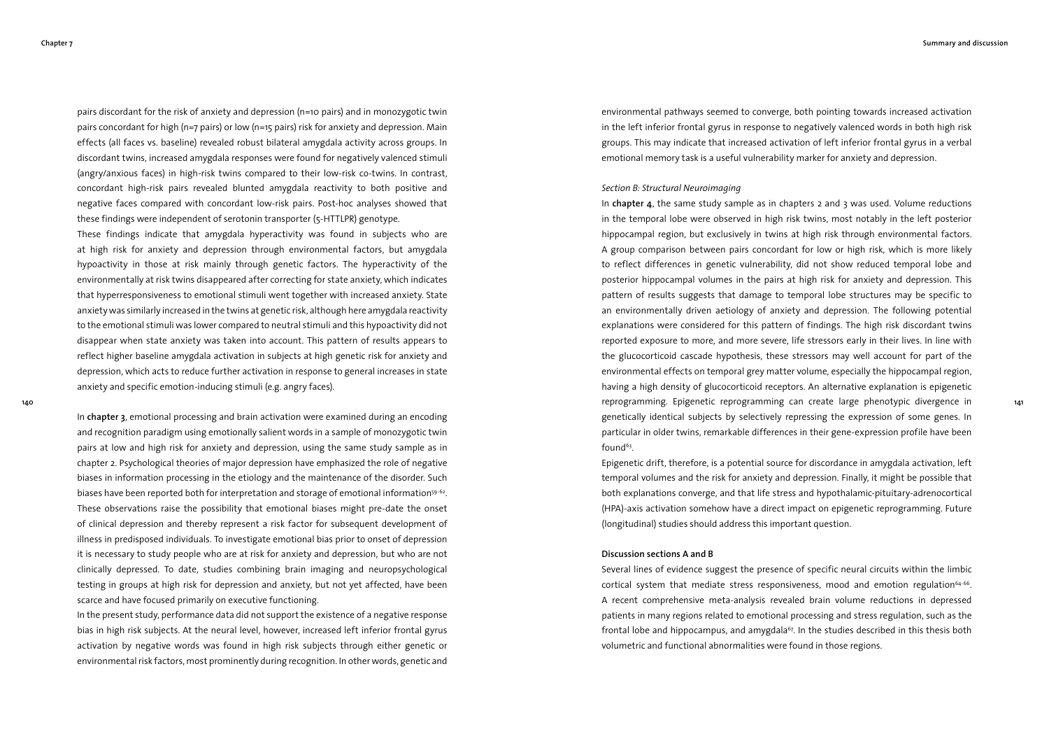pairs discordant for the risk of anxiety and depression (n=10 pairs) and in monozygotic twin pairs concordant for high (n=7 pairs) or low (n=15 pairs) risk for anxiety and depression. Main effects (all faces vs. baseline) revealed robust bilateral amygdala activity across groups. In discordant twins, increased amygdala responses were found for negatively valenced stimuli (angry/anxious faces) in high-risk twins compared to their low-risk co-twins. In contrast, concordant high-risk pairs revealed blunted amygdala reactivity to both positive and negative faces compared with concordant low-risk pairs. Post-hoc analyses showed that these findings were independent of serotonin transporter (5-HTTLPR) genotype.

These findings indicate that amygdala hyperactivity was found in subjects who are at high risk for anxiety and depression through environmental factors, but amygdala hypoactivity in those at risk mainly through genetic factors. The hyperactivity of the environmentally at risk twins disappeared after correcting for state anxiety, which indicates that hyperresponsiveness to emotional stimuli went together with increased anxiety. State anxiety was similarly increased in the twins at genetic risk, although here amygdala reactivity to the emotional stimuli was lower compared to neutral stimuli and this hypoactivity did not disappear when state anxiety was taken into account. This pattern of results appears to reflect higher baseline amygdala activation in subjects at high genetic risk for anxiety and depression, which acts to reduce further activation in response to general increases in state anxiety and specific emotion-inducing stimuli (e.g. angry faces).

In **chapter 3**, emotional processing and brain activation were examined during an encoding and recognition paradigm using emotionally salient words in a sample of monozygotic twin pairs at low and high risk for anxiety and depression, using the same study sample as in chapter 2. Psychological theories of major depression have emphasized the role of negative biases in information processing in the etiology and the maintenance of the disorder. Such biases have been reported both for interpretation and storage of emotional information[59-62]. These observations raise the possibility that emotional biases might pre-date the onset of clinical depression and thereby represent a risk factor for subsequent development of illness in predisposed individuals. To investigate emotional bias prior to onset of depression it is necessary to study people who are at risk for anxiety and depression, but who are not clinically depressed. To date, studies combining brain imaging and neuropsychological testing in groups at high risk for depression and anxiety, but not yet affected, have been scarce and have focused primarily on executive functioning.

In the present study, performance data did not support the existence of a negative response bias in high risk subjects. At the neural level, however, increased left inferior frontal gyrus activation by negative words was found in high risk subjects through either genetic or environmental risk factors, most prominently during recognition. In other words, genetic and environmental pathways seemed to converge, both pointing towards increased activation in the left inferior frontal gyrus in response to negatively valenced words in both high risk groups. This may indicate that increased activation of left inferior frontal gyrus in a verbal emotional memory task is a useful vulnerability marker for anxiety and depression.

*Section B: Structural Neuroimaging*

In **chapter 4**, the same study sample as in chapters 2 and 3 was used. Volume reductions in the temporal lobe were observed in high risk twins, most notably in the left posterior hippocampal region, but exclusively in twins at high risk through environmental factors. A group comparison between pairs concordant for low or high risk, which is more likely to reflect differences in genetic vulnerability, did not show reduced temporal lobe and posterior hippocampal volumes in the pairs at high risk for anxiety and depression. This pattern of results suggests that damage to temporal lobe structures may be specific to an environmentally driven aetiology of anxiety and depression. The following potential explanations were considered for this pattern of findings. The high risk discordant twins reported exposure to more, and more severe, life stressors early in their lives. In line with the glucocorticoid cascade hypothesis, these stressors may well account for part of the environmental effects on temporal grey matter volume, especially the hippocampal region, having a high density of glucocorticoid receptors. An alternative explanation is epigenetic reprogramming. Epigenetic reprogramming can create large phenotypic divergence in genetically identical subjects by selectively repressing the expression of some genes. In particular in older twins, remarkable differences in their gene-expression profile have been found[63].

Epigenetic drift, therefore, is a potential source for discordance in amygdala activation, left temporal volumes and the risk for anxiety and depression. Finally, it might be possible that both explanations converge, and that life stress and hypothalamic-pituitary-adrenocortical (HPA)-axis activation somehow have a direct impact on epigenetic reprogramming. Future (longitudinal) studies should address this important question.

**Discussion sections A and B**

Several lines of evidence suggest the presence of specific neural circuits within the limbic cortical system that mediate stress responsiveness, mood and emotion regulation[64-66]. A recent comprehensive meta-analysis revealed brain volume reductions in depressed patients in many regions related to emotional processing and stress regulation, such as the frontal lobe and hippocampus, and amygdala[67]. In the studies described in this thesis both volumetric and functional abnormalities were found in those regions.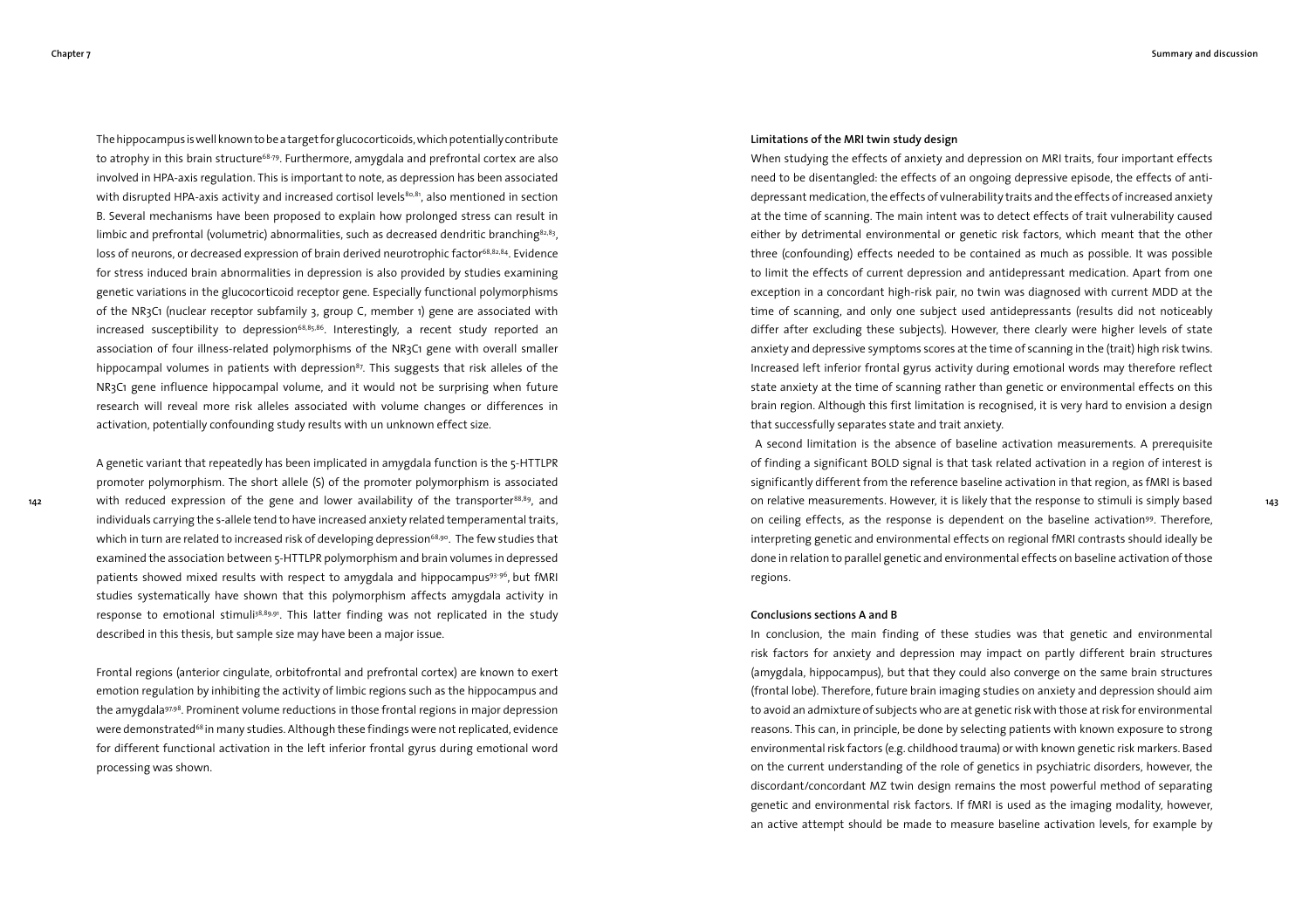The hippocampus is well known to be a target for glucocorticoids, which potentially contribute to atrophy in this brain structure[68-79]. Furthermore, amygdala and prefrontal cortex are also involved in HPA-axis regulation. This is important to note, as depression has been associated with disrupted HPA-axis activity and increased cortisol levels[80,81], also mentioned in section B. Several mechanisms have been proposed to explain how prolonged stress can result in limbic and prefrontal (volumetric) abnormalities, such as decreased dendritic branching[82,83], loss of neurons, or decreased expression of brain derived neurotrophic factor[68,82,84]. Evidence for stress induced brain abnormalities in depression is also provided by studies examining genetic variations in the glucocorticoid receptor gene. Especially functional polymorphisms of the NR3C1 (nuclear receptor subfamily 3, group C, member 1) gene are associated with increased susceptibility to depression[68,85,86]. Interestingly, a recent study reported an association of four illness-related polymorphisms of the NR3C1 gene with overall smaller hippocampal volumes in patients with depression[87]. This suggests that risk alleles of the NR3C1 gene influence hippocampal volume, and it would not be surprising when future research will reveal more risk alleles associated with volume changes or differences in activation, potentially confounding study results with un unknown effect size.

A genetic variant that repeatedly has been implicated in amygdala function is the 5-HTTLPR promoter polymorphism. The short allele (S) of the promoter polymorphism is associated with reduced expression of the gene and lower availability of the transporter[88,89], and individuals carrying the s-allele tend to have increased anxiety related temperamental traits, which in turn are related to increased risk of developing depression[68,90]. The few studies that examined the association between 5-HTTLPR polymorphism and brain volumes in depressed patients showed mixed results with respect to amygdala and hippocampus[93-96], but fMRI studies systematically have shown that this polymorphism affects amygdala activity in response to emotional stimuli[38,89,91]. This latter finding was not replicated in the study described in this thesis, but sample size may have been a major issue.

Frontal regions (anterior cingulate, orbitofrontal and prefrontal cortex) are known to exert emotion regulation by inhibiting the activity of limbic regions such as the hippocampus and the amygdala[97,98]. Prominent volume reductions in those frontal regions in major depression were demonstrated[68] in many studies. Although these findings were not replicated, evidence for different functional activation in the left inferior frontal gyrus during emotional word processing was shown.

#### Limitations of the MRI twin study design

When studying the effects of anxiety and depression on MRI traits, four important effects need to be disentangled: the effects of an ongoing depressive episode, the effects of antidepressant medication, the effects of vulnerability traits and the effects of increased anxiety at the time of scanning. The main intent was to detect effects of trait vulnerability caused either by detrimental environmental or genetic risk factors, which meant that the other three (confounding) effects needed to be contained as much as possible. It was possible to limit the effects of current depression and antidepressant medication. Apart from one exception in a concordant high-risk pair, no twin was diagnosed with current MDD at the time of scanning, and only one subject used antidepressants (results did not noticeably differ after excluding these subjects). However, there clearly were higher levels of state anxiety and depressive symptoms scores at the time of scanning in the (trait) high risk twins. Increased left inferior frontal gyrus activity during emotional words may therefore reflect state anxiety at the time of scanning rather than genetic or environmental effects on this brain region. Although this first limitation is recognised, it is very hard to envision a design that successfully separates state and trait anxiety.

A second limitation is the absence of baseline activation measurements. A prerequisite of finding a significant BOLD signal is that task related activation in a region of interest is significantly different from the reference baseline activation in that region, as fMRI is based on relative measurements. However, it is likely that the response to stimuli is simply based on ceiling effects, as the response is dependent on the baseline activation[99]. Therefore, interpreting genetic and environmental effects on regional fMRI contrasts should ideally be done in relation to parallel genetic and environmental effects on baseline activation of those regions.

#### Conclusions sections A and B

In conclusion, the main finding of these studies was that genetic and environmental risk factors for anxiety and depression may impact on partly different brain structures (amygdala, hippocampus), but that they could also converge on the same brain structures (frontal lobe). Therefore, future brain imaging studies on anxiety and depression should aim to avoid an admixture of subjects who are at genetic risk with those at risk for environmental reasons. This can, in principle, be done by selecting patients with known exposure to strong environmental risk factors (e.g. childhood trauma) or with known genetic risk markers. Based on the current understanding of the role of genetics in psychiatric disorders, however, the discordant/concordant MZ twin design remains the most powerful method of separating genetic and environmental risk factors. If fMRI is used as the imaging modality, however, an active attempt should be made to measure baseline activation levels, for example by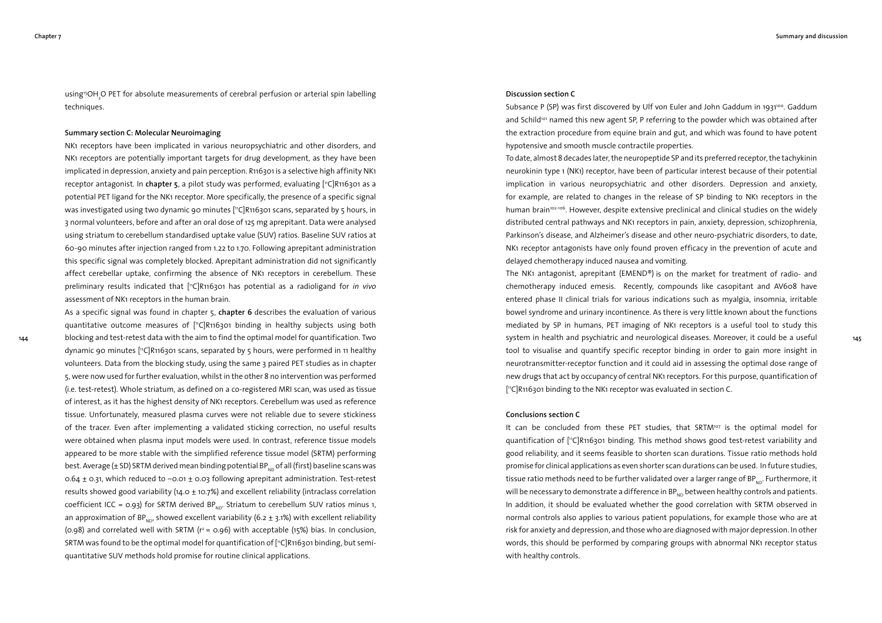using $^{15}OH_2O$ PET for absolute measurements of cerebral perfusion or arterial spin labelling techniques.

#### Summary section C: Molecular Neuroimaging

NK1 receptors have been implicated in various neuropsychiatric and other disorders, and NK1 receptors are potentially important targets for drug development, as they have been implicated in depression, anxiety and pain perception. R116301 is a selective high affinity NK1 receptor antagonist. In **chapter 5**, a pilot study was performed, evaluating [$^{11}$C]R116301 as a potential PET ligand for the NK1 receptor. More specifically, the presence of a specific signal was investigated using two dynamic 90 minutes [$^{11}$C]R116301 scans, separated by 5 hours, in 3 normal volunteers, before and after an oral dose of 125 mg aprepitant. Data were analysed using striatum to cerebellum standardised uptake value (SUV) ratios. Baseline SUV ratios at 60-90 minutes after injection ranged from 1.22 to 1.70. Following aprepitant administration this specific signal was completely blocked. Aprepitant administration did not significantly affect cerebellar uptake, confirming the absence of NK1 receptors in cerebellum. These preliminary results indicated that [$^{11}$C]R116301 has potential as a radioligand for *in vivo* assessment of NK1 receptors in the human brain.

As a specific signal was found in chapter 5, **chapter 6** describes the evaluation of various quantitative outcome measures of [$^{11}$C]R116301 binding in healthy subjects using both blocking and test-retest data with the aim to find the optimal model for quantification. Two dynamic 90 minutes [$^{11}$C]R116301 scans, separated by 5 hours, were performed in 11 healthy volunteers. Data from the blocking study, using the same 3 paired PET studies as in chapter 5, were now used for further evaluation, whilst in the other 8 no intervention was performed (i.e. test-retest). Whole striatum, as defined on a co-registered MRI scan, was used as tissue of interest, as it has the highest density of NK1 receptors. Cerebellum was used as reference tissue. Unfortunately, measured plasma curves were not reliable due to severe stickiness of the tracer. Even after implementing a validated sticking correction, no useful results were obtained when plasma input models were used. In contrast, reference tissue models appeared to be more stable with the simplified reference tissue model (SRTM) performing best. Average (± SD) SRTM derived mean binding potential $BP_{ND}$ of all (first) baseline scans was 0.64 ± 0.31, which reduced to −0.01 ± 0.03 following aprepitant administration. Test-retest results showed good variability (14.0 ± 10.7%) and excellent reliability (intraclass correlation coefficient ICC = 0.93) for SRTM derived $BP_{ND}$. Striatum to cerebellum SUV ratios minus 1, an approximation of $BP_{ND}$, showed excellent variability (6.2 ± 3.1%) with excellent reliability (0.98) and correlated well with SRTM ($r^2$ = 0.96) with acceptable (15%) bias. In conclusion, SRTM was found to be the optimal model for quantification of [$^{11}$C]R116301 binding, but semi-quantitative SUV methods hold promise for routine clinical applications.

#### Discussion section C

Subsance P (SP) was first discovered by Ulf von Euler and John Gaddum in 1931[100]. Gaddum and Schild[101] named this new agent SP, P referring to the powder which was obtained after the extraction procedure from equine brain and gut, and which was found to have potent hypotensive and smooth muscle contractile properties.

To date, almost 8 decades later, the neuropeptide SP and its preferred receptor, the tachykinin neurokinin type 1 (NK1) receptor, have been of particular interest because of their potential implication in various neuropsychiatric and other disorders. Depression and anxiety, for example, are related to changes in the release of SP binding to NK1 receptors in the human brain[102-106]. However, despite extensive preclinical and clinical studies on the widely distributed central pathways and NK1 receptors in pain, anxiety, depression, schizophrenia, Parkinson's disease, and Alzheimer's disease and other neuro-psychiatric disorders, to date, NK1 receptor antagonists have only found proven efficacy in the prevention of acute and delayed chemotherapy induced nausea and vomiting.

The NK1 antagonist, aprepitant (EMEND®) is on the market for treatment of radio- and chemotherapy induced emesis. Recently, compounds like casopitant and AV608 have entered phase II clinical trials for various indications such as myalgia, insomnia, irritable bowel syndrome and urinary incontinence. As there is very little known about the functions mediated by SP in humans, PET imaging of NK1 receptors is a useful tool to study this system in health and psychiatric and neurological diseases. Moreover, it could be a useful tool to visualise and quantify specific receptor binding in order to gain more insight in neurotransmitter-receptor function and it could aid in assessing the optimal dose range of new drugs that act by occupancy of central NK1 receptors. For this purpose, quantification of [$^{11}$C]R116301 binding to the NK1 receptor was evaluated in section C.

#### Conclusions section C

It can be concluded from these PET studies, that SRTM[107] is the optimal model for quantification of [$^{11}$C]R116301 binding. This method shows good test-retest variability and good reliability, and it seems feasible to shorten scan durations. Tissue ratio methods hold promise for clinical applications as even shorter scan durations can be used. In future studies, tissue ratio methods need to be further validated over a larger range of $BP_{ND}$. Furthermore, it will be necessary to demonstrate a difference in $BP_{ND}$ between healthy controls and patients. In addition, it should be evaluated whether the good correlation with SRTM observed in normal controls also applies to various patient populations, for example those who are at risk for anxiety and depression, and those who are diagnosed with major depression. In other words, this should be performed by comparing groups with abnormal NK1 receptor status with healthy controls.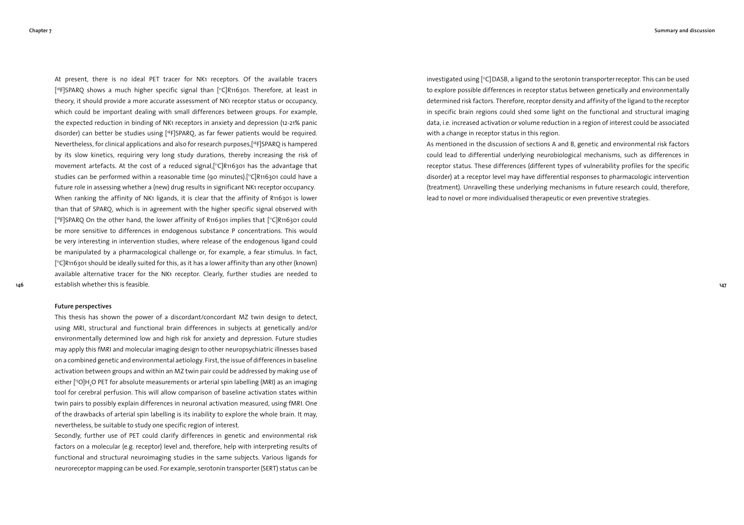At present, there is no ideal PET tracer for NK1 receptors. Of the available tracers [$^{18}$F]SPARQ shows a much higher specific signal than [$^{11}$C]R116301. Therefore, at least in theory, it should provide a more accurate assessment of NK1 receptor status or occupancy, which could be important dealing with small differences between groups. For example, the expected reduction in binding of NK1 receptors in anxiety and depression (12-21% panic disorder) can better be studies using [$^{18}$F]SPARQ, as far fewer patients would be required. Nevertheless, for clinical applications and also for research purposes,[$^{18}$F]SPARQ is hampered by its slow kinetics, requiring very long study durations, thereby increasing the risk of movement artefacts. At the cost of a reduced signal,[$^{11}$C]R116301 has the advantage that studies can be performed within a reasonable time (90 minutes).[$^{11}$C]R116301 could have a future role in assessing whether a (new) drug results in significant NK1 receptor occupancy. When ranking the affinity of NK1 ligands, it is clear that the affinity of R116301 is lower than that of SPARQ, which is in agreement with the higher specific signal observed with [$^{18}$F]SPARQ On the other hand, the lower affinity of R116301 implies that [$^{11}$C]R116301 could be more sensitive to differences in endogenous substance P concentrations. This would be very interesting in intervention studies, where release of the endogenous ligand could be manipulated by a pharmacological challenge or, for example, a fear stimulus. In fact, [$^{11}$C]R116301 should be ideally suited for this, as it has a lower affinity than any other (known) available alternative tracer for the NK1 receptor. Clearly, further studies are needed to establish whether this is feasible.

**Future perspectives**

This thesis has shown the power of a discordant/concordant MZ twin design to detect, using MRI, structural and functional brain differences in subjects at genetically and/or environmentally determined low and high risk for anxiety and depression. Future studies may apply this fMRI and molecular imaging design to other neuropsychiatric illnesses based on a combined genetic and environmental aetiology. First, the issue of differences in baseline activation between groups and within an MZ twin pair could be addressed by making use of either [$^{15}$O]$H_2O$ PET for absolute measurements or arterial spin labelling (MRI) as an imaging tool for cerebral perfusion. This will allow comparison of baseline activation states within twin pairs to possibly explain differences in neuronal activation measured, using fMRI. One of the drawbacks of arterial spin labelling is its inability to explore the whole brain. It may, nevertheless, be suitable to study one specific region of interest.

Secondly, further use of PET could clarify differences in genetic and environmental risk factors on a molecular (e.g. receptor) level and, therefore, help with interpreting results of functional and structural neuroimaging studies in the same subjects. Various ligands for neuroreceptor mapping can be used. For example, serotonin transporter (SERT) status can be investigated using [$^{11}$C] DASB, a ligand to the serotonin transporter receptor. This can be used to explore possible differences in receptor status between genetically and environmentally determined risk factors. Therefore, receptor density and affinity of the ligand to the receptor in specific brain regions could shed some light on the functional and structural imaging data, i.e. increased activation or volume reduction in a region of interest could be associated with a change in receptor status in this region.

As mentioned in the discussion of sections A and B, genetic and environmental risk factors could lead to differential underlying neurobiological mechanisms, such as differences in receptor status. These differences (different types of vulnerability profiles for the specific disorder) at a receptor level may have differential responses to pharmacologic intervention (treatment). Unravelling these underlying mechanisms in future research could, therefore, lead to novel or more individualised therapeutic or even preventive strategies.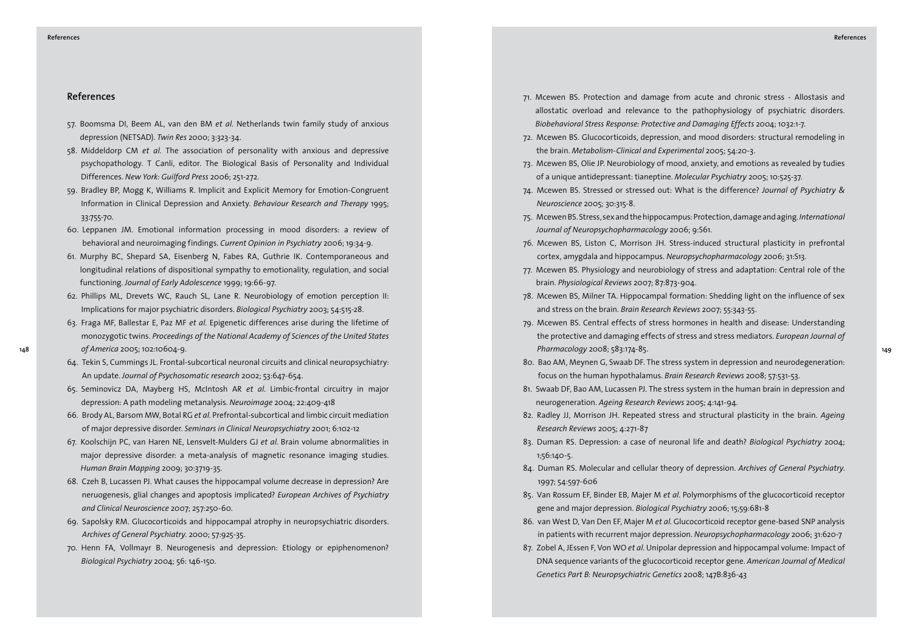## References

57. Boomsma DI, Beem AL, van den BM *et al.* Netherlands twin family study of anxious depression (NETSAD). *Twin Res* 2000; 3:323-34.
58. Middeldorp CM *et al.* The association of personality with anxious and depressive psychopathology. T Canli, editor. The Biological Basis of Personality and Individual Differences. *New York: Guilford Press* 2006; 251-272.
59. Bradley BP, Mogg K, Williams R. Implicit and Explicit Memory for Emotion-Congruent Information in Clinical Depression and Anxiety. *Behaviour Research and Therapy* 1995; 33:755-70.
60. Leppanen JM. Emotional information processing in mood disorders: a review of behavioral and neuroimaging findings. *Current Opinion in Psychiatry* 2006; 19:34-9.
61. Murphy BC, Shepard SA, Eisenberg N, Fabes RA, Guthrie IK. Contemporaneous and longitudinal relations of dispositional sympathy to emotionality, regulation, and social functioning. *Journal of Early Adolescence* 1999; 19:66-97.
62. Phillips ML, Drevets WC, Rauch SL, Lane R. Neurobiology of emotion perception II: Implications for major psychiatric disorders. *Biological Psychiatry* 2003; 54:515-28.
63. Fraga MF, Ballestar E, Paz MF *et al.* Epigenetic differences arise during the lifetime of monozygotic twins. *Proceedings of the National Academy of Sciences of the United States of America* 2005; 102:10604-9.
64. Tekin S, Cummings JL. Frontal-subcortical neuronal circuits and clinical neuropsychiatry: An update. *Journal of Psychosomatic research* 2002; 53:647-654.
65. Seminovicz DA, Mayberg HS, McIntosh AR *et al.* Limbic-frontal circuitry in major depression: A path modeling metanalysis. *Neuroimage* 2004; 22:409-418
66. Brody AL, Barsom MW, Botal RG *et al.* Prefrontal-subcortical and limbic circuit mediation of major depressive disorder. *Seminars in Clinical Neuropsychiatry* 2001; 6:102-12
67. Koolschijn PC, van Haren NE, Lensvelt-Mulders GJ *et al.* Brain volume abnormalities in major depressive disorder: a meta-analysis of magnetic resonance imaging studies. *Human Brain Mapping* 2009; 30:3719-35.
68. Czeh B, Lucassen PJ. What causes the hippocampal volume decrease in depression? Are neruogenesis, glial changes and apoptosis implicated? *European Archives of Psychiatry and Clinical Neuroscience* 2007; 257:250-60.
69. Sapolsky RM. Glucocorticoids and hippocampal atrophy in neuropsychiatric disorders. *Archives of General Psychiatry.* 2000; 57:925-35.
70. Henn FA, Vollmayr B. Neurogenesis and depression: Etiology or epiphenomenon? *Biological Psychiatry* 2004; 56: 146-150.
71. Mcewen BS. Protection and damage from acute and chronic stress - Allostasis and allostatic overload and relevance to the pathophysiology of psychiatric disorders. *Biobehavioral Stress Response: Protective and Damaging Effects* 2004; 1032:1-7.
72. Mcewen BS. Glucocorticoids, depression, and mood disorders: structural remodeling in the brain. *Metabolism-Clinical and Experimental* 2005; 54:20-3.
73. Mcewen BS, Olie JP. Neurobiology of mood, anxiety, and emotions as revealed by tudies of a unique antidepressant: tianeptine. *Molecular Psychiatry* 2005; 10:525-37.
74. Mcewen BS. Stressed or stressed out: What is the difference? *Journal of Psychiatry & Neuroscience* 2005; 30:315-8.
75. Mcewen BS. Stress, sex and the hippocampus: Protection, damage and aging. *International Journal of Neuropsychopharmacology* 2006; 9:S61.
76. Mcewen BS, Liston C, Morrison JH. Stress-induced structural plasticity in prefrontal cortex, amygdala and hippocampus. *Neuropsychopharmacology* 2006; 31:S13.
77. Mcewen BS. Physiology and neurobiology of stress and adaptation: Central role of the brain. *Physiological Reviews* 2007; 87:873-904.
78. Mcewen BS, Milner TA. Hippocampal formation: Shedding light on the influence of sex and stress on the brain. *Brain Research Reviews* 2007; 55:343-55.
79. Mcewen BS. Central effects of stress hormones in health and disease: Understanding the protective and damaging effects of stress and stress mediators. *European Journal of Pharmacology* 2008; 583:174-85.
80. Bao AM, Meynen G, Swaab DF. The stress system in depression and neurodegeneration: focus on the human hypothalamus. *Brain Research Reviews* 2008; 57:531-53.
81. Swaab DF, Bao AM, Lucassen PJ. The stress system in the human brain in depression and neurogeneration. *Ageing Research Reviews* 2005; 4:141-94.
82. Radley JJ, Morrison JH. Repeated stress and structural plasticity in the brain. *Ageing Research Reviews* 2005; 4:271-87
83. Duman RS. Depression: a case of neuronal life and death? *Biological Psychiatry* 2004; 1;56:140-5.
84. Duman RS. Molecular and cellular theory of depression. *Archives of General Psychiatry.* 1997; 54:597-606
85. Van Rossum EF, Binder EB, Majer M *et al.* Polymorphisms of the glucocorticoid receptor gene and major depression. *Biological Psychiatry* 2006; 15;59:681-8
86. van West D, Van Den EF, Majer M *et al.* Glucocorticoid receptor gene-based SNP analysis in patients with recurrent major depression. *Neuropsychopharmacology* 2006; 31:620-7
87. Zobel A, JEssen F, Von WO *et al.* Unipolar depression and hippocampal volume: Impact of DNA sequence variants of the glucocorticoid receptor gene. *American Journal of Medical Genetics Part B: Neuropsychiatric Genetics* 2008; 147B:836-43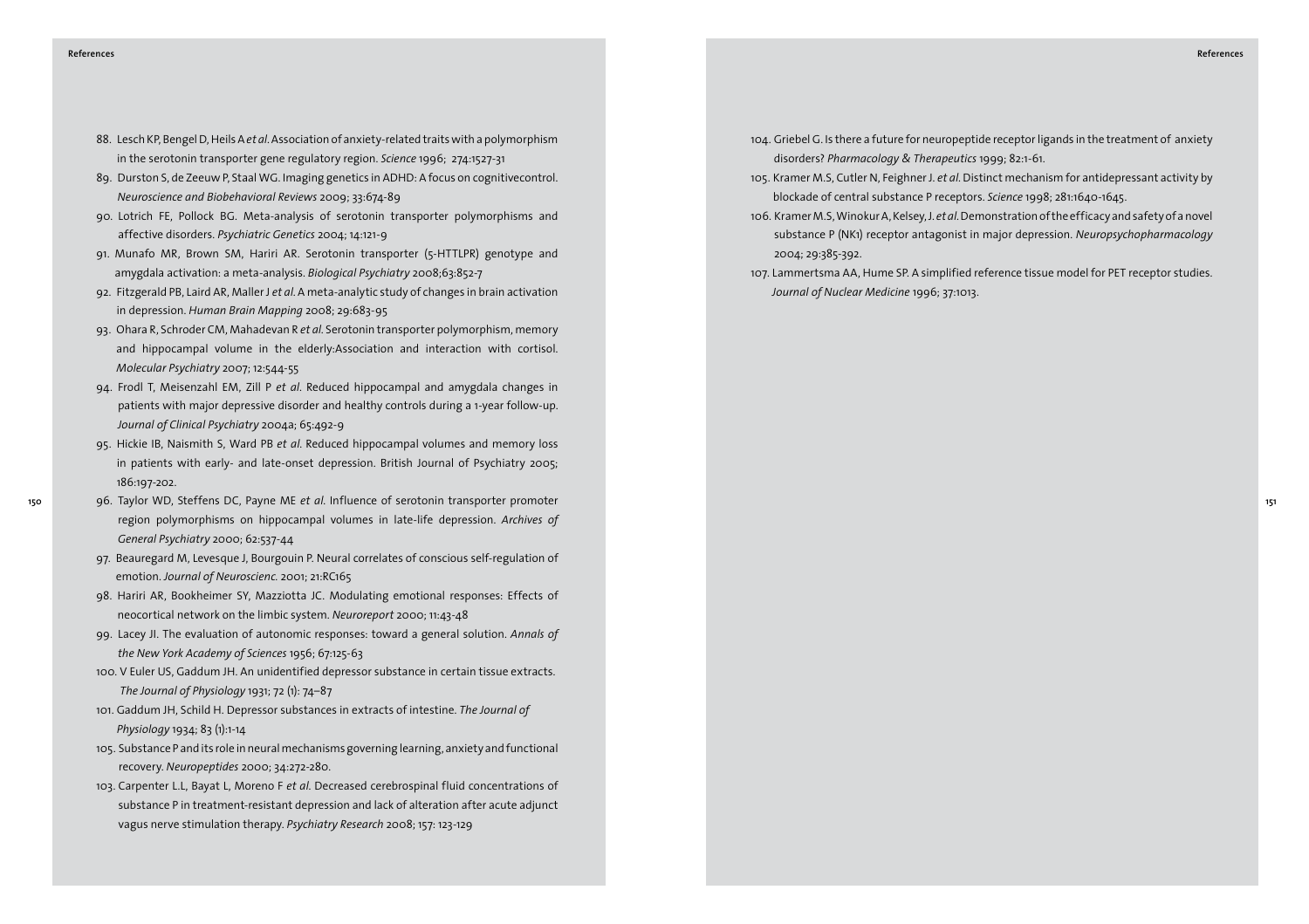88. Lesch KP, Bengel D, Heils A *et al.* Association of anxiety-related traits with a polymorphism in the serotonin transporter gene regulatory region. *Science* 1996; 274:1527-31
89. Durston S, de Zeeuw P, Staal WG. Imaging genetics in ADHD: A focus on cognitivecontrol. *Neuroscience and Biobehavioral Reviews* 2009; 33:674-89
90. Lotrich FE, Pollock BG. Meta-analysis of serotonin transporter polymorphisms and affective disorders. *Psychiatric Genetics* 2004; 14:121-9
91. Munafo MR, Brown SM, Hariri AR. Serotonin transporter (5-HTTLPR) genotype and amygdala activation: a meta-analysis. *Biological Psychiatry* 2008;63:852-7
92. Fitzgerald PB, Laird AR, Maller J *et al.* A meta-analytic study of changes in brain activation in depression. *Human Brain Mapping* 2008; 29:683-95
93. Ohara R, Schroder CM, Mahadevan R *et al.* Serotonin transporter polymorphism, memory and hippocampal volume in the elderly:Association and interaction with cortisol. *Molecular Psychiatry* 2007; 12:544-55
94. Frodl T, Meisenzahl EM, Zill P *et al*. Reduced hippocampal and amygdala changes in patients with major depressive disorder and healthy controls during a 1-year follow-up. *Journal of Clinical Psychiatry* 2004a; 65:492-9
95. Hickie IB, Naismith S, Ward PB *et al*. Reduced hippocampal volumes and memory loss in patients with early- and late-onset depression. British Journal of Psychiatry 2005; 186:197-202.
96. Taylor WD, Steffens DC, Payne ME *et al*. Influence of serotonin transporter promoter region polymorphisms on hippocampal volumes in late-life depression. *Archives of General Psychiatry* 2000; 62:537-44
97. Beauregard M, Levesque J, Bourgouin P. Neural correlates of conscious self-regulation of emotion. *Journal of Neuroscienc.* 2001; 21:RC165
98. Hariri AR, Bookheimer SY, Mazziotta JC. Modulating emotional responses: Effects of neocortical network on the limbic system. *Neuroreport* 2000; 11:43-48
99. Lacey JI. The evaluation of autonomic responses: toward a general solution. *Annals of the New York Academy of Sciences* 1956; 67:125-63
100. V Euler US, Gaddum JH. An unidentified depressor substance in certain tissue extracts. *The Journal of Physiology* 1931; 72 (1): 74–87
101. Gaddum JH, Schild H. Depressor substances in extracts of intestine. *The Journal of Physiology* 1934; 83 (1):1-14
105. Substance P and its role in neural mechanisms governing learning, anxiety and functional recovery. *Neuropeptides* 2000; 34:272-280.
103. Carpenter L.L, Bayat L, Moreno F *et al.* Decreased cerebrospinal fluid concentrations of substance P in treatment-resistant depression and lack of alteration after acute adjunct vagus nerve stimulation therapy. *Psychiatry Research* 2008; 157: 123-129
104. Griebel G. Is there a future for neuropeptide receptor ligands in the treatment of anxiety disorders? *Pharmacology & Therapeutics* 1999; 82:1-61.
105. Kramer M.S, Cutler N, Feighner J. *et al.* Distinct mechanism for antidepressant activity by blockade of central substance P receptors. *Science* 1998; 281:1640-1645.
106. Kramer M.S, Winokur A, Kelsey, J. *et al.* Demonstration of the efficacy and safety of a novel substance P (NK1) receptor antagonist in major depression. *Neuropsychopharmacology* 2004; 29:385-392.
107. Lammertsma AA, Hume SP. A simplified reference tissue model for PET receptor studies. *Journal of Nuclear Medicine* 1996; 37:1013.